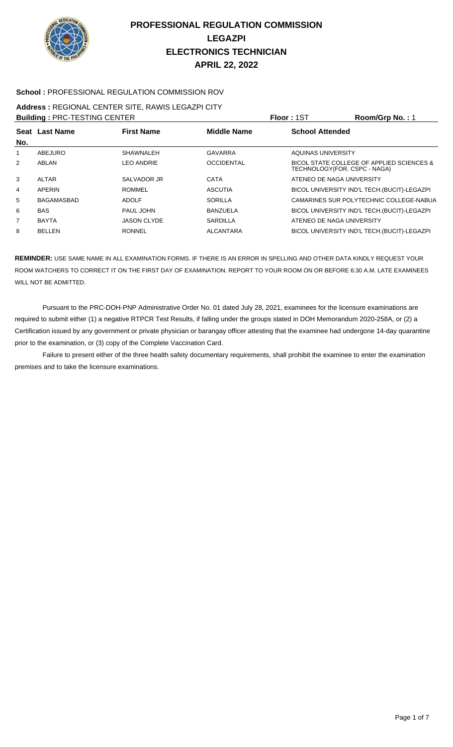# PROFESSIONAL REGULATION COMMISSION
## LEGAZPI
## ELECTRONICS TECHNICIAN
## APRIL 22, 2022

**School :** PROFESSIONAL REGULATION COMMISSION ROV

**Address :** REGIONAL CENTER SITE, RAWIS LEGAZPI CITY

**Building :** PRC-TESTING CENTER **Floor :** 1ST **Room/Grp No. :** 1

| Seat No. | Last Name | First Name | Middle Name | School Attended |
|---|---|---|---|---|
| 1 | ABEJURO | SHAWNALEH | GAVARRA | AQUINAS UNIVERSITY |
| 2 | ABLAN | LEO ANDRIE | OCCIDENTAL | BICOL STATE COLLEGE OF APPLIED SCIENCES & TECHNOLOGY(FOR. CSPC - NAGA) |
| 3 | ALTAR | SALVADOR JR | CATA | ATENEO DE NAGA UNIVERSITY |
| 4 | APERIN | ROMMEL | ASCUTIA | BICOL UNIVERSITY IND'L TECH.(BUCIT)-LEGAZPI |
| 5 | BAGAMASBAD | ADOLF | SORILLA | CAMARINES SUR POLYTECHNIC COLLEGE-NABUA |
| 6 | BAS | PAUL JOHN | BANZUELA | BICOL UNIVERSITY IND'L TECH.(BUCIT)-LEGAZPI |
| 7 | BAYTA | JASON CLYDE | SARDILLA | ATENEO DE NAGA UNIVERSITY |
| 8 | BELLEN | RONNEL | ALCANTARA | BICOL UNIVERSITY IND'L TECH.(BUCIT)-LEGAZPI |

**REMINDER:** USE SAME NAME IN ALL EXAMINATION FORMS. IF THERE IS AN ERROR IN SPELLING AND OTHER DATA KINDLY REQUEST YOUR ROOM WATCHERS TO CORRECT IT ON THE FIRST DAY OF EXAMINATION. REPORT TO YOUR ROOM ON OR BEFORE 6:30 A.M. LATE EXAMINEES WILL NOT BE ADMITTED.

Pursuant to the PRC-DOH-PNP Administrative Order No. 01 dated July 28, 2021, examinees for the licensure examinations are required to submit either (1) a negative RTPCR Test Results, if falling under the groups stated in DOH Memorandum 2020-258A, or (2) a Certification issued by any government or private physician or barangay officer attesting that the examinee had undergone 14-day quarantine prior to the examination, or (3) copy of the Complete Vaccination Card.

Failure to present either of the three health safety documentary requirements, shall prohibit the examinee to enter the examination premises and to take the licensure examinations.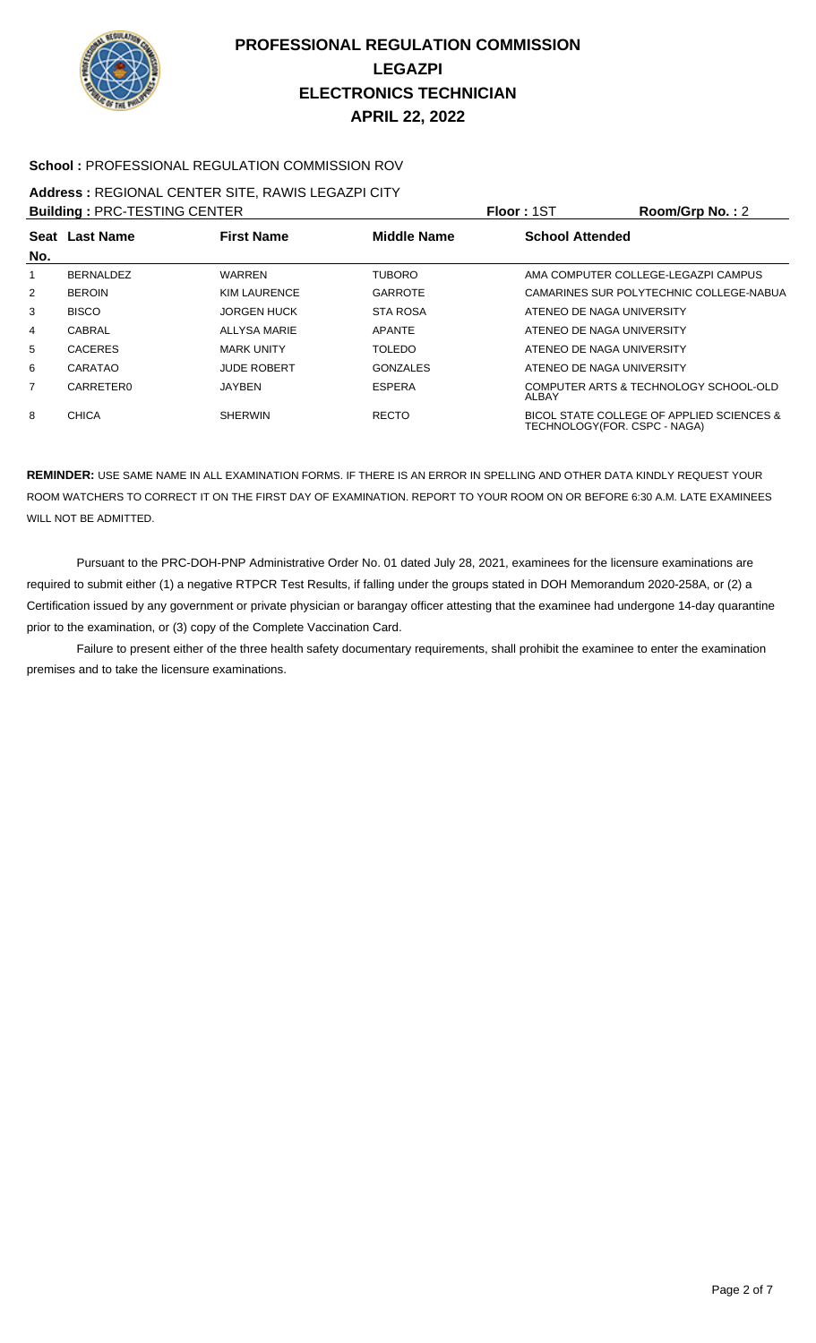# PROFESSIONAL REGULATION COMMISSION
## LEGAZPI
## ELECTRONICS TECHNICIAN
## APRIL 22, 2022

**School :** PROFESSIONAL REGULATION COMMISSION ROV

**Address :** REGIONAL CENTER SITE, RAWIS LEGAZPI CITY

**Building :** PRC-TESTING CENTER　　**Floor :** 1ST　　**Room/Grp No. :** 2

| Seat No. | Last Name | First Name | Middle Name | School Attended |
|---|---|---|---|---|
| 1 | BERNALDEZ | WARREN | TUBORO | AMA COMPUTER COLLEGE-LEGAZPI CAMPUS |
| 2 | BEROIN | KIM LAURENCE | GARROTE | CAMARINES SUR POLYTECHNIC COLLEGE-NABUA |
| 3 | BISCO | JORGEN HUCK | STA ROSA | ATENEO DE NAGA UNIVERSITY |
| 4 | CABRAL | ALLYSA MARIE | APANTE | ATENEO DE NAGA UNIVERSITY |
| 5 | CACERES | MARK UNITY | TOLEDO | ATENEO DE NAGA UNIVERSITY |
| 6 | CARATAO | JUDE ROBERT | GONZALES | ATENEO DE NAGA UNIVERSITY |
| 7 | CARRETER0 | JAYBEN | ESPERA | COMPUTER ARTS & TECHNOLOGY SCHOOL-OLD ALBAY |
| 8 | CHICA | SHERWIN | RECTO | BICOL STATE COLLEGE OF APPLIED SCIENCES & TECHNOLOGY(FOR. CSPC - NAGA) |

**REMINDER:** USE SAME NAME IN ALL EXAMINATION FORMS. IF THERE IS AN ERROR IN SPELLING AND OTHER DATA KINDLY REQUEST YOUR ROOM WATCHERS TO CORRECT IT ON THE FIRST DAY OF EXAMINATION. REPORT TO YOUR ROOM ON OR BEFORE 6:30 A.M. LATE EXAMINEES WILL NOT BE ADMITTED.

Pursuant to the PRC-DOH-PNP Administrative Order No. 01 dated July 28, 2021, examinees for the licensure examinations are required to submit either (1) a negative RTPCR Test Results, if falling under the groups stated in DOH Memorandum 2020-258A, or (2) a Certification issued by any government or private physician or barangay officer attesting that the examinee had undergone 14-day quarantine prior to the examination, or (3) copy of the Complete Vaccination Card.

Failure to present either of the three health safety documentary requirements, shall prohibit the examinee to enter the examination premises and to take the licensure examinations.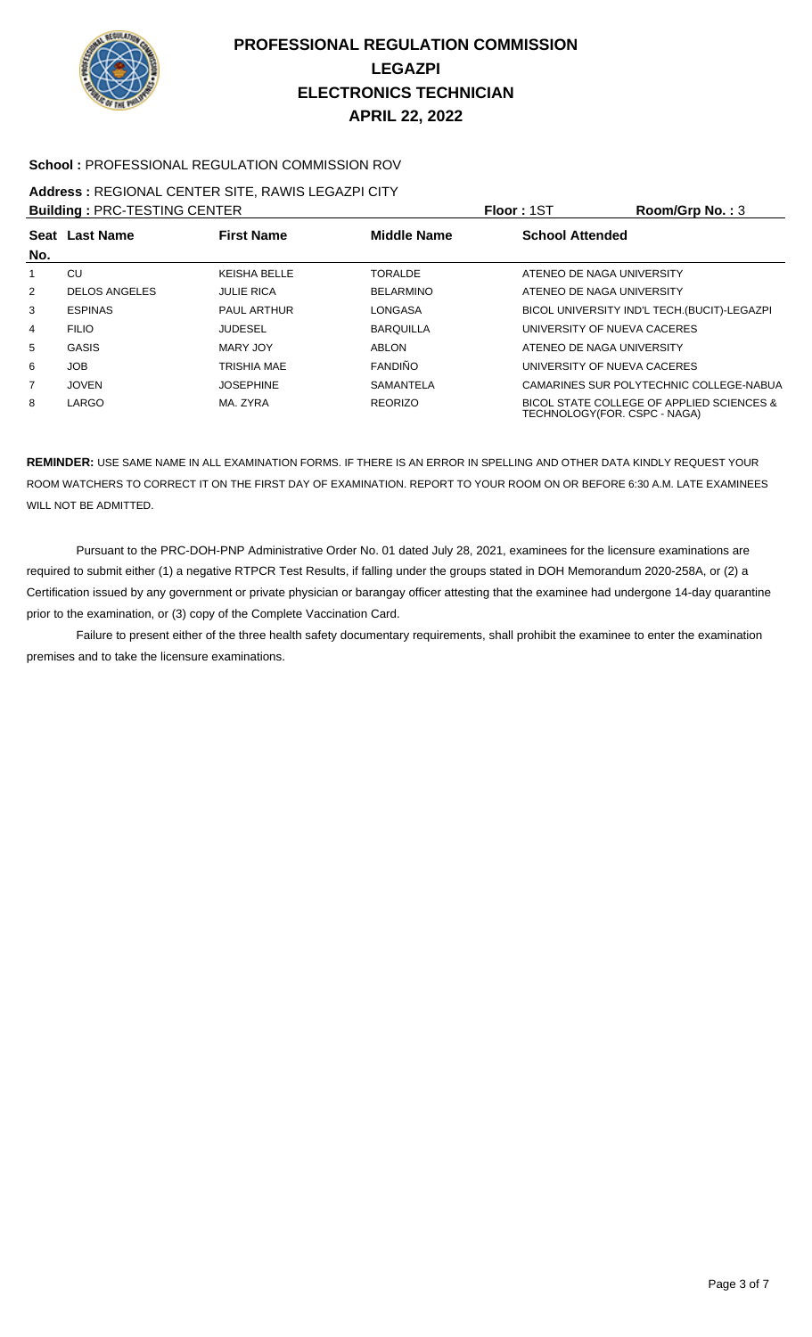# PROFESSIONAL REGULATION COMMISSION
## LEGAZPI
## ELECTRONICS TECHNICIAN
## APRIL 22, 2022

**School :** PROFESSIONAL REGULATION COMMISSION ROV

**Address :** REGIONAL CENTER SITE, RAWIS LEGAZPI CITY

**Building :** PRC-TESTING CENTER **Floor :** 1ST **Room/Grp No. :** 3

| Seat No. | Last Name | First Name | Middle Name | School Attended |
|---|---|---|---|---|
| 1 | CU | KEISHA BELLE | TORALDE | ATENEO DE NAGA UNIVERSITY |
| 2 | DELOS ANGELES | JULIE RICA | BELARMINO | ATENEO DE NAGA UNIVERSITY |
| 3 | ESPINAS | PAUL ARTHUR | LONGASA | BICOL UNIVERSITY IND'L TECH.(BUCIT)-LEGAZPI |
| 4 | FILIO | JUDESEL | BARQUILLA | UNIVERSITY OF NUEVA CACERES |
| 5 | GASIS | MARY JOY | ABLON | ATENEO DE NAGA UNIVERSITY |
| 6 | JOB | TRISHIA MAE | FANDIÑO | UNIVERSITY OF NUEVA CACERES |
| 7 | JOVEN | JOSEPHINE | SAMANTELA | CAMARINES SUR POLYTECHNIC COLLEGE-NABUA |
| 8 | LARGO | MA. ZYRA | REORIZO | BICOL STATE COLLEGE OF APPLIED SCIENCES & TECHNOLOGY(FOR. CSPC - NAGA) |

**REMINDER:** USE SAME NAME IN ALL EXAMINATION FORMS. IF THERE IS AN ERROR IN SPELLING AND OTHER DATA KINDLY REQUEST YOUR ROOM WATCHERS TO CORRECT IT ON THE FIRST DAY OF EXAMINATION. REPORT TO YOUR ROOM ON OR BEFORE 6:30 A.M. LATE EXAMINEES WILL NOT BE ADMITTED.

Pursuant to the PRC-DOH-PNP Administrative Order No. 01 dated July 28, 2021, examinees for the licensure examinations are required to submit either (1) a negative RTPCR Test Results, if falling under the groups stated in DOH Memorandum 2020-258A, or (2) a Certification issued by any government or private physician or barangay officer attesting that the examinee had undergone 14-day quarantine prior to the examination, or (3) copy of the Complete Vaccination Card.

Failure to present either of the three health safety documentary requirements, shall prohibit the examinee to enter the examination premises and to take the licensure examinations.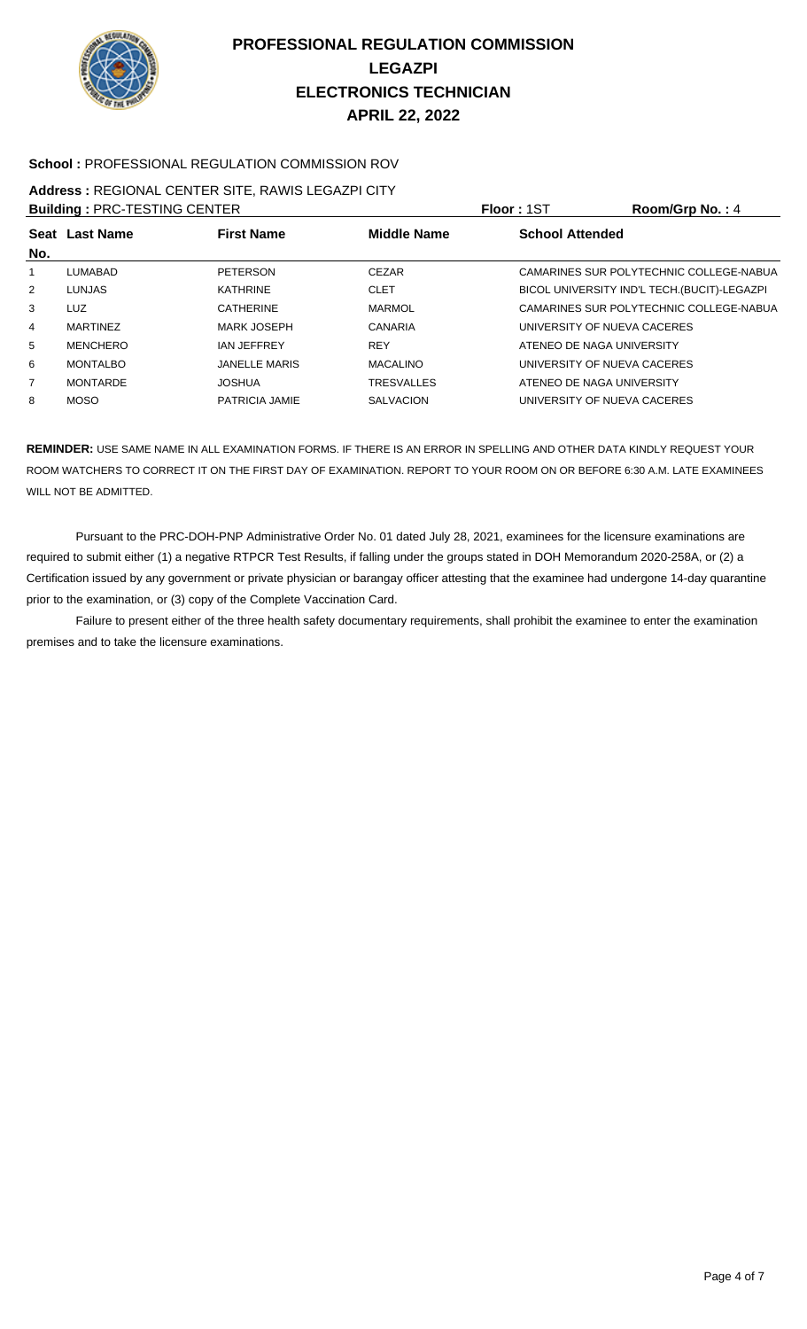# PROFESSIONAL REGULATION COMMISSION
## LEGAZPI
## ELECTRONICS TECHNICIAN
## APRIL 22, 2022

**School :** PROFESSIONAL REGULATION COMMISSION ROV

**Address :** REGIONAL CENTER SITE, RAWIS LEGAZPI CITY

**Building :** PRC-TESTING CENTER **Floor :** 1ST **Room/Grp No. :** 4

| Seat No. | Last Name | First Name | Middle Name | School Attended |
|---|---|---|---|---|
| 1 | LUMABAD | PETERSON | CEZAR | CAMARINES SUR POLYTECHNIC COLLEGE-NABUA |
| 2 | LUNJAS | KATHRINE | CLET | BICOL UNIVERSITY IND'L TECH.(BUCIT)-LEGAZPI |
| 3 | LUZ | CATHERINE | MARMOL | CAMARINES SUR POLYTECHNIC COLLEGE-NABUA |
| 4 | MARTINEZ | MARK JOSEPH | CANARIA | UNIVERSITY OF NUEVA CACERES |
| 5 | MENCHERO | IAN JEFFREY | REY | ATENEO DE NAGA UNIVERSITY |
| 6 | MONTALBO | JANELLE MARIS | MACALINO | UNIVERSITY OF NUEVA CACERES |
| 7 | MONTARDE | JOSHUA | TRESVALLES | ATENEO DE NAGA UNIVERSITY |
| 8 | MOSO | PATRICIA JAMIE | SALVACION | UNIVERSITY OF NUEVA CACERES |

**REMINDER:** USE SAME NAME IN ALL EXAMINATION FORMS. IF THERE IS AN ERROR IN SPELLING AND OTHER DATA KINDLY REQUEST YOUR ROOM WATCHERS TO CORRECT IT ON THE FIRST DAY OF EXAMINATION. REPORT TO YOUR ROOM ON OR BEFORE 6:30 A.M. LATE EXAMINEES WILL NOT BE ADMITTED.

Pursuant to the PRC-DOH-PNP Administrative Order No. 01 dated July 28, 2021, examinees for the licensure examinations are required to submit either (1) a negative RTPCR Test Results, if falling under the groups stated in DOH Memorandum 2020-258A, or (2) a Certification issued by any government or private physician or barangay officer attesting that the examinee had undergone 14-day quarantine prior to the examination, or (3) copy of the Complete Vaccination Card.

Failure to present either of the three health safety documentary requirements, shall prohibit the examinee to enter the examination premises and to take the licensure examinations.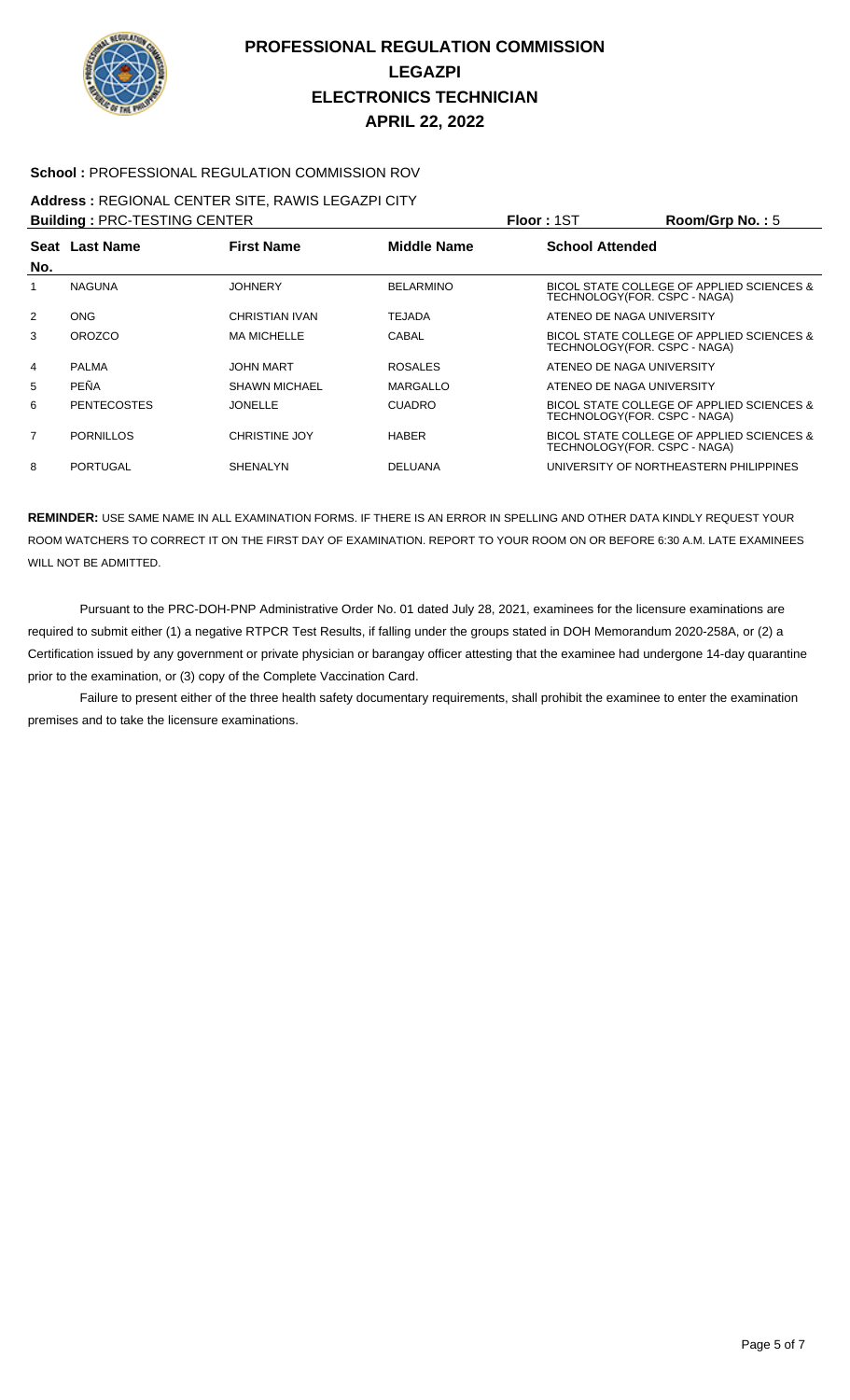# PROFESSIONAL REGULATION COMMISSION
## LEGAZPI
## ELECTRONICS TECHNICIAN
## APRIL 22, 2022

**School :** PROFESSIONAL REGULATION COMMISSION ROV

**Address :** REGIONAL CENTER SITE, RAWIS LEGAZPI CITY

**Building :** PRC-TESTING CENTER **Floor :** 1ST **Room/Grp No. :** 5

| Seat No. | Last Name | First Name | Middle Name | School Attended |
|---|---|---|---|---|
| 1 | NAGUNA | JOHNERY | BELARMINO | BICOL STATE COLLEGE OF APPLIED SCIENCES & TECHNOLOGY(FOR. CSPC - NAGA) |
| 2 | ONG | CHRISTIAN IVAN | TEJADA | ATENEO DE NAGA UNIVERSITY |
| 3 | OROZCO | MA MICHELLE | CABAL | BICOL STATE COLLEGE OF APPLIED SCIENCES & TECHNOLOGY(FOR. CSPC - NAGA) |
| 4 | PALMA | JOHN MART | ROSALES | ATENEO DE NAGA UNIVERSITY |
| 5 | PEÑA | SHAWN MICHAEL | MARGALLO | ATENEO DE NAGA UNIVERSITY |
| 6 | PENTECOSTES | JONELLE | CUADRO | BICOL STATE COLLEGE OF APPLIED SCIENCES & TECHNOLOGY(FOR. CSPC - NAGA) |
| 7 | PORNILLOS | CHRISTINE JOY | HABER | BICOL STATE COLLEGE OF APPLIED SCIENCES & TECHNOLOGY(FOR. CSPC - NAGA) |
| 8 | PORTUGAL | SHENALYN | DELUANA | UNIVERSITY OF NORTHEASTERN PHILIPPINES |

**REMINDER:** USE SAME NAME IN ALL EXAMINATION FORMS. IF THERE IS AN ERROR IN SPELLING AND OTHER DATA KINDLY REQUEST YOUR ROOM WATCHERS TO CORRECT IT ON THE FIRST DAY OF EXAMINATION. REPORT TO YOUR ROOM ON OR BEFORE 6:30 A.M. LATE EXAMINEES WILL NOT BE ADMITTED.

Pursuant to the PRC-DOH-PNP Administrative Order No. 01 dated July 28, 2021, examinees for the licensure examinations are required to submit either (1) a negative RTPCR Test Results, if falling under the groups stated in DOH Memorandum 2020-258A, or (2) a Certification issued by any government or private physician or barangay officer attesting that the examinee had undergone 14-day quarantine prior to the examination, or (3) copy of the Complete Vaccination Card.

Failure to present either of the three health safety documentary requirements, shall prohibit the examinee to enter the examination premises and to take the licensure examinations.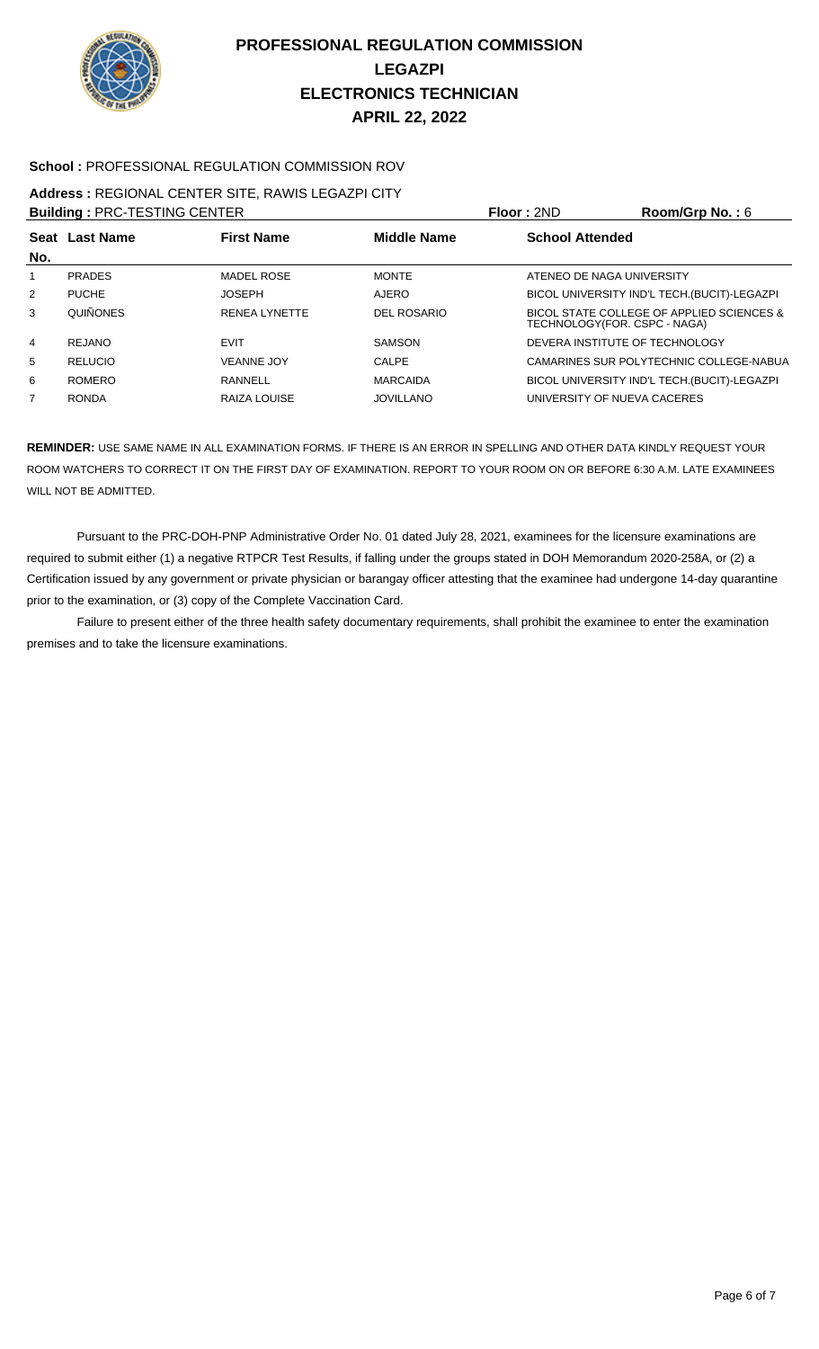# PROFESSIONAL REGULATION COMMISSION
## LEGAZPI
## ELECTRONICS TECHNICIAN
## APRIL 22, 2022

**School :** PROFESSIONAL REGULATION COMMISSION ROV

**Address :** REGIONAL CENTER SITE, RAWIS LEGAZPI CITY

**Building :** PRC-TESTING CENTER **Floor :** 2ND **Room/Grp No. :** 6

| Seat No. | Last Name | First Name | Middle Name | School Attended |
|---|---|---|---|---|
| 1 | PRADES | MADEL ROSE | MONTE | ATENEO DE NAGA UNIVERSITY |
| 2 | PUCHE | JOSEPH | AJERO | BICOL UNIVERSITY IND'L TECH.(BUCIT)-LEGAZPI |
| 3 | QUIÑONES | RENEA LYNETTE | DEL ROSARIO | BICOL STATE COLLEGE OF APPLIED SCIENCES & TECHNOLOGY(FOR. CSPC - NAGA) |
| 4 | REJANO | EVIT | SAMSON | DEVERA INSTITUTE OF TECHNOLOGY |
| 5 | RELUCIO | VEANNE JOY | CALPE | CAMARINES SUR POLYTECHNIC COLLEGE-NABUA |
| 6 | ROMERO | RANNELL | MARCAIDA | BICOL UNIVERSITY IND'L TECH.(BUCIT)-LEGAZPI |
| 7 | RONDA | RAIZA LOUISE | JOVILLANO | UNIVERSITY OF NUEVA CACERES |

**REMINDER:** USE SAME NAME IN ALL EXAMINATION FORMS. IF THERE IS AN ERROR IN SPELLING AND OTHER DATA KINDLY REQUEST YOUR ROOM WATCHERS TO CORRECT IT ON THE FIRST DAY OF EXAMINATION. REPORT TO YOUR ROOM ON OR BEFORE 6:30 A.M. LATE EXAMINEES WILL NOT BE ADMITTED.

Pursuant to the PRC-DOH-PNP Administrative Order No. 01 dated July 28, 2021, examinees for the licensure examinations are required to submit either (1) a negative RTPCR Test Results, if falling under the groups stated in DOH Memorandum 2020-258A, or (2) a Certification issued by any government or private physician or barangay officer attesting that the examinee had undergone 14-day quarantine prior to the examination, or (3) copy of the Complete Vaccination Card.

Failure to present either of the three health safety documentary requirements, shall prohibit the examinee to enter the examination premises and to take the licensure examinations.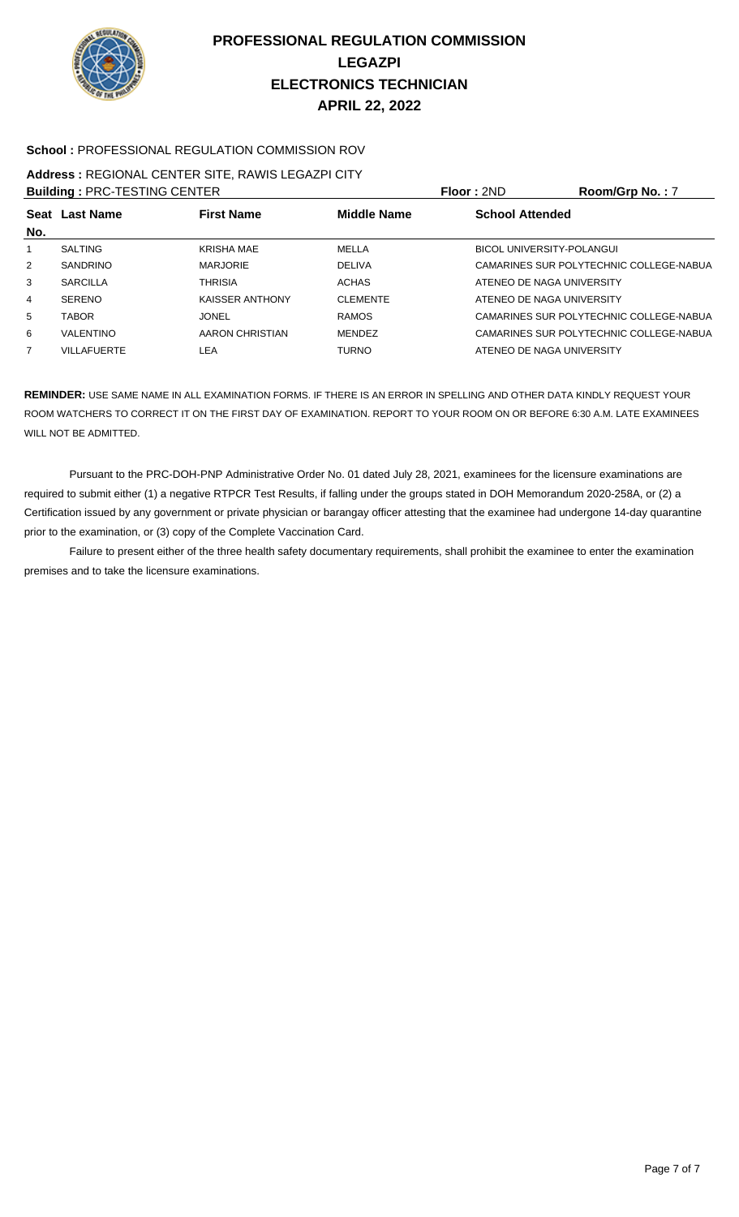# PROFESSIONAL REGULATION COMMISSION
## LEGAZPI
## ELECTRONICS TECHNICIAN
## APRIL 22, 2022

**School :** PROFESSIONAL REGULATION COMMISSION ROV

**Address :** REGIONAL CENTER SITE, RAWIS LEGAZPI CITY

**Building :** PRC-TESTING CENTER **Floor :** 2ND **Room/Grp No. :** 7

| Seat No. | Last Name | First Name | Middle Name | School Attended |
|---|---|---|---|---|
| 1 | SALTING | KRISHA MAE | MELLA | BICOL UNIVERSITY-POLANGUI |
| 2 | SANDRINO | MARJORIE | DELIVA | CAMARINES SUR POLYTECHNIC COLLEGE-NABUA |
| 3 | SARCILLA | THRISIA | ACHAS | ATENEO DE NAGA UNIVERSITY |
| 4 | SERENO | KAISSER ANTHONY | CLEMENTE | ATENEO DE NAGA UNIVERSITY |
| 5 | TABOR | JONEL | RAMOS | CAMARINES SUR POLYTECHNIC COLLEGE-NABUA |
| 6 | VALENTINO | AARON CHRISTIAN | MENDEZ | CAMARINES SUR POLYTECHNIC COLLEGE-NABUA |
| 7 | VILLAFUERTE | LEA | TURNO | ATENEO DE NAGA UNIVERSITY |

**REMINDER:** USE SAME NAME IN ALL EXAMINATION FORMS. IF THERE IS AN ERROR IN SPELLING AND OTHER DATA KINDLY REQUEST YOUR ROOM WATCHERS TO CORRECT IT ON THE FIRST DAY OF EXAMINATION. REPORT TO YOUR ROOM ON OR BEFORE 6:30 A.M. LATE EXAMINEES WILL NOT BE ADMITTED.

Pursuant to the PRC-DOH-PNP Administrative Order No. 01 dated July 28, 2021, examinees for the licensure examinations are required to submit either (1) a negative RTPCR Test Results, if falling under the groups stated in DOH Memorandum 2020-258A, or (2) a Certification issued by any government or private physician or barangay officer attesting that the examinee had undergone 14-day quarantine prior to the examination, or (3) copy of the Complete Vaccination Card.

Failure to present either of the three health safety documentary requirements, shall prohibit the examinee to enter the examination premises and to take the licensure examinations.